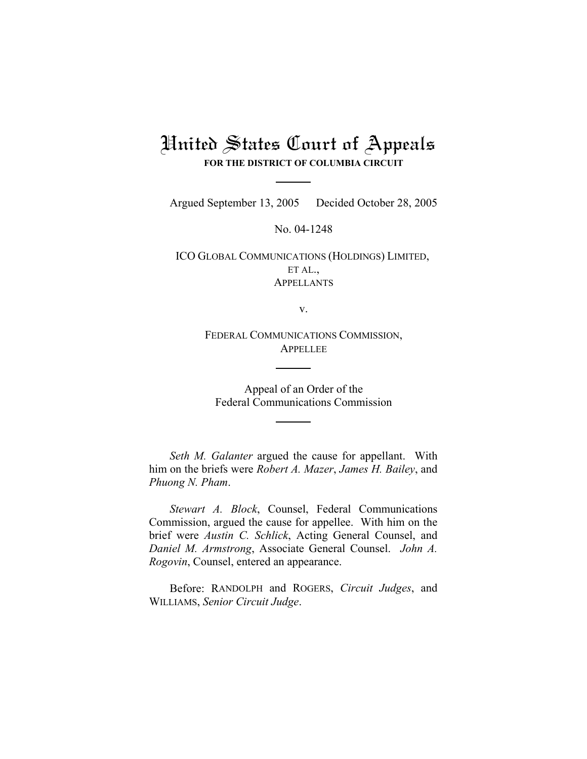# United States Court of Appeals

**FOR THE DISTRICT OF COLUMBIA CIRCUIT**

---

Argued September 13, 2005 Decided October 28, 2005

No. 04-1248

ICO GLOBAL COMMUNICATIONS (HOLDINGS) LIMITED,
ET AL.,
APPELLANTS

v.

FEDERAL COMMUNICATIONS COMMISSION,
APPELLEE

---

Appeal of an Order of the
Federal Communications Commission

---

*Seth M. Galanter* argued the cause for appellant. With him on the briefs were *Robert A. Mazer*, *James H. Bailey*, and *Phuong N. Pham*.

*Stewart A. Block*, Counsel, Federal Communications Commission, argued the cause for appellee. With him on the brief were *Austin C. Schlick*, Acting General Counsel, and *Daniel M. Armstrong*, Associate General Counsel. *John A. Rogovin*, Counsel, entered an appearance.

Before: RANDOLPH and ROGERS, *Circuit Judges*, and WILLIAMS, *Senior Circuit Judge*.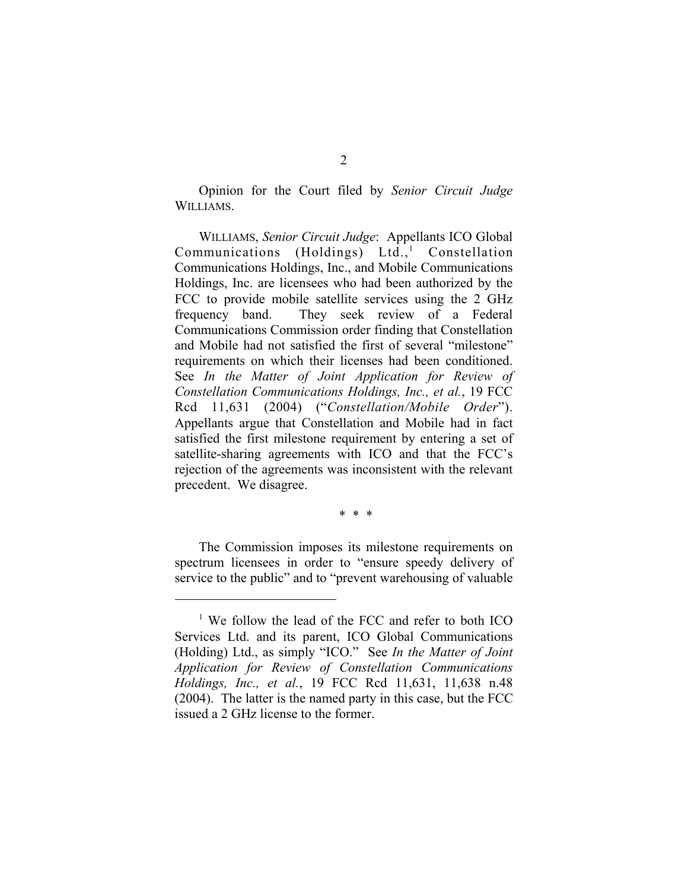Opinion for the Court filed by *Senior Circuit Judge* WILLIAMS.

WILLIAMS, *Senior Circuit Judge*: Appellants ICO Global Communications (Holdings) Ltd.,[1] Constellation Communications Holdings, Inc., and Mobile Communications Holdings, Inc. are licensees who had been authorized by the FCC to provide mobile satellite services using the 2 GHz frequency band. They seek review of a Federal Communications Commission order finding that Constellation and Mobile had not satisfied the first of several "milestone" requirements on which their licenses had been conditioned. See *In the Matter of Joint Application for Review of Constellation Communications Holdings, Inc., et al.*, 19 FCC Rcd 11,631 (2004) ("*Constellation/Mobile Order*"). Appellants argue that Constellation and Mobile had in fact satisfied the first milestone requirement by entering a set of satellite-sharing agreements with ICO and that the FCC's rejection of the agreements was inconsistent with the relevant precedent. We disagree.

\* \* \*

The Commission imposes its milestone requirements on spectrum licensees in order to "ensure speedy delivery of service to the public" and to "prevent warehousing of valuable

---

[1] We follow the lead of the FCC and refer to both ICO Services Ltd. and its parent, ICO Global Communications (Holding) Ltd., as simply "ICO." See *In the Matter of Joint Application for Review of Constellation Communications Holdings, Inc., et al.*, 19 FCC Rcd 11,631, 11,638 n.48 (2004). The latter is the named party in this case, but the FCC issued a 2 GHz license to the former.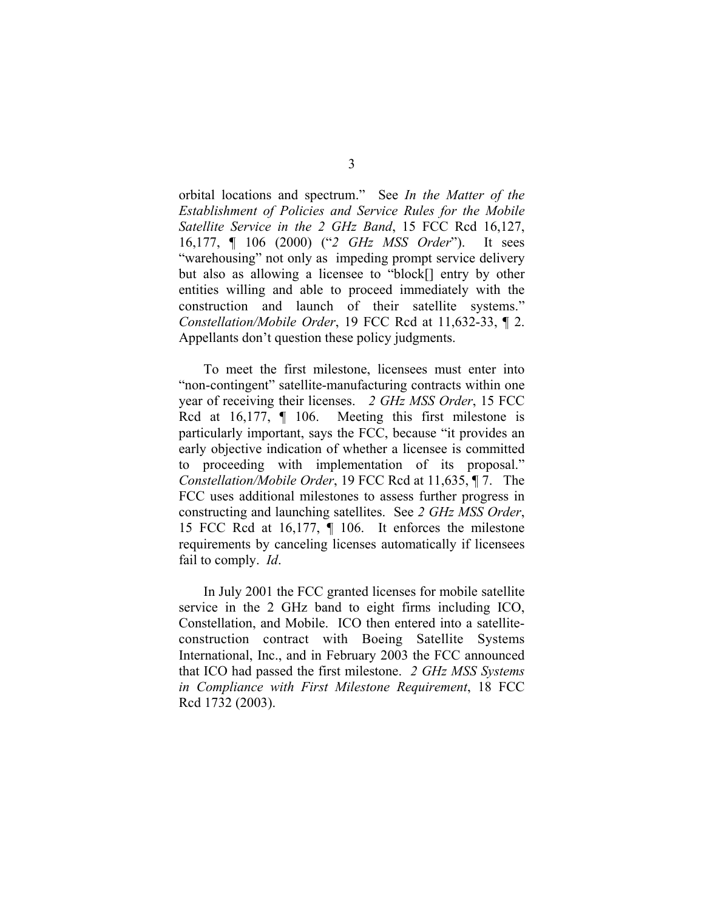orbital locations and spectrum." See *In the Matter of the Establishment of Policies and Service Rules for the Mobile Satellite Service in the 2 GHz Band*, 15 FCC Rcd 16,127, 16,177, ¶ 106 (2000) ("*2 GHz MSS Order*"). It sees "warehousing" not only as impeding prompt service delivery but also as allowing a licensee to "block[] entry by other entities willing and able to proceed immediately with the construction and launch of their satellite systems." *Constellation/Mobile Order*, 19 FCC Rcd at 11,632-33, ¶ 2. Appellants don't question these policy judgments.

To meet the first milestone, licensees must enter into "non-contingent" satellite-manufacturing contracts within one year of receiving their licenses. *2 GHz MSS Order*, 15 FCC Rcd at 16,177, ¶ 106. Meeting this first milestone is particularly important, says the FCC, because "it provides an early objective indication of whether a licensee is committed to proceeding with implementation of its proposal." *Constellation/Mobile Order*, 19 FCC Rcd at 11,635, ¶ 7. The FCC uses additional milestones to assess further progress in constructing and launching satellites. See *2 GHz MSS Order*, 15 FCC Rcd at 16,177, ¶ 106. It enforces the milestone requirements by canceling licenses automatically if licensees fail to comply. *Id*.

In July 2001 the FCC granted licenses for mobile satellite service in the 2 GHz band to eight firms including ICO, Constellation, and Mobile. ICO then entered into a satellite-construction contract with Boeing Satellite Systems International, Inc., and in February 2003 the FCC announced that ICO had passed the first milestone. *2 GHz MSS Systems in Compliance with First Milestone Requirement*, 18 FCC Rcd 1732 (2003).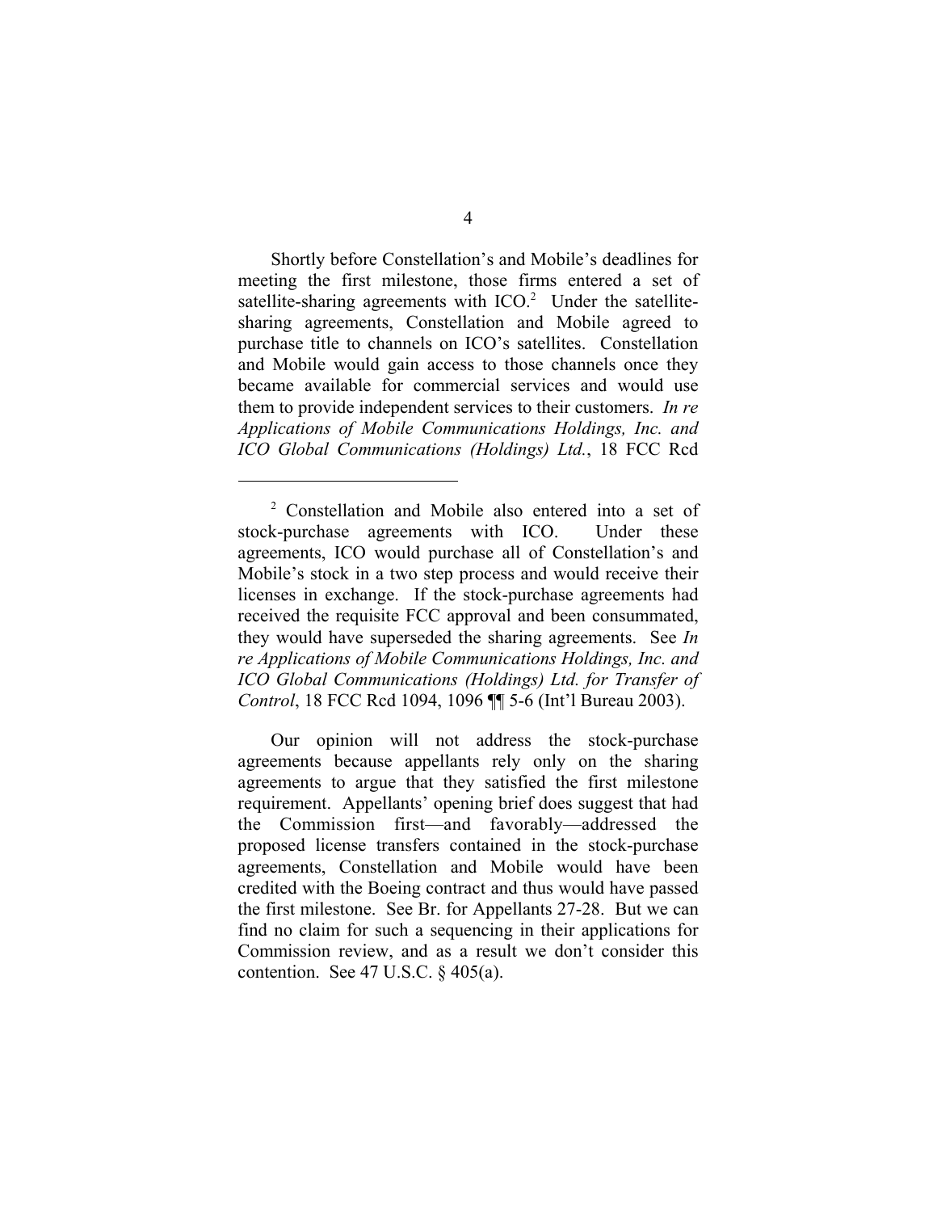Shortly before Constellation's and Mobile's deadlines for meeting the first milestone, those firms entered a set of satellite-sharing agreements with ICO.[2] Under the satellite-sharing agreements, Constellation and Mobile agreed to purchase title to channels on ICO's satellites. Constellation and Mobile would gain access to those channels once they became available for commercial services and would use them to provide independent services to their customers. *In re Applications of Mobile Communications Holdings, Inc. and ICO Global Communications (Holdings) Ltd.*, 18 FCC Rcd

---

[2] Constellation and Mobile also entered into a set of stock-purchase agreements with ICO. Under these agreements, ICO would purchase all of Constellation's and Mobile's stock in a two step process and would receive their licenses in exchange. If the stock-purchase agreements had received the requisite FCC approval and been consummated, they would have superseded the sharing agreements. See *In re Applications of Mobile Communications Holdings, Inc. and ICO Global Communications (Holdings) Ltd. for Transfer of Control*, 18 FCC Rcd 1094, 1096 ¶¶ 5-6 (Int'l Bureau 2003).

Our opinion will not address the stock-purchase agreements because appellants rely only on the sharing agreements to argue that they satisfied the first milestone requirement. Appellants' opening brief does suggest that had the Commission first—and favorably—addressed the proposed license transfers contained in the stock-purchase agreements, Constellation and Mobile would have been credited with the Boeing contract and thus would have passed the first milestone. See Br. for Appellants 27-28. But we can find no claim for such a sequencing in their applications for Commission review, and as a result we don't consider this contention. See 47 U.S.C. § 405(a).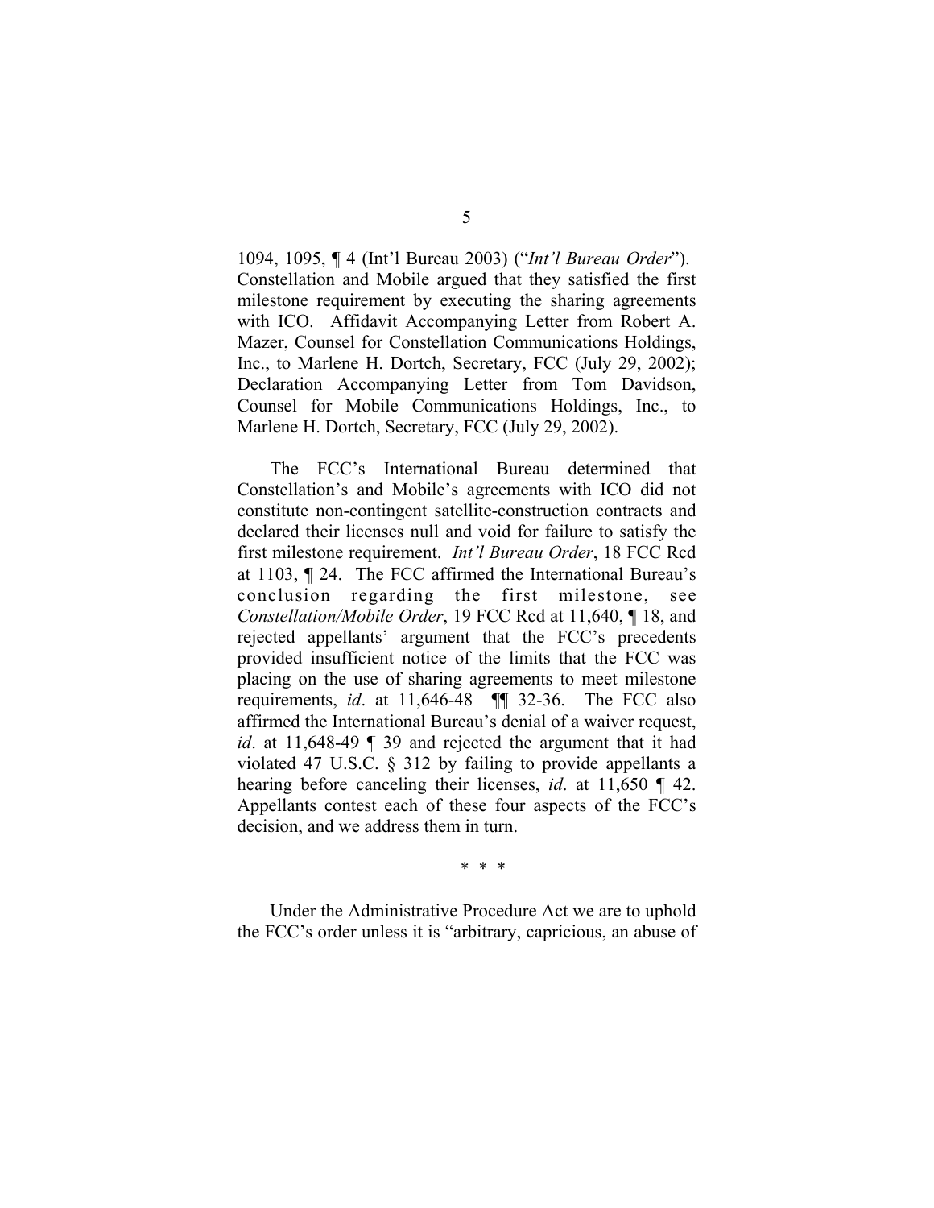1094, 1095, ¶ 4 (Int'l Bureau 2003) ("*Int'l Bureau Order*"). Constellation and Mobile argued that they satisfied the first milestone requirement by executing the sharing agreements with ICO. Affidavit Accompanying Letter from Robert A. Mazer, Counsel for Constellation Communications Holdings, Inc., to Marlene H. Dortch, Secretary, FCC (July 29, 2002); Declaration Accompanying Letter from Tom Davidson, Counsel for Mobile Communications Holdings, Inc., to Marlene H. Dortch, Secretary, FCC (July 29, 2002).

The FCC's International Bureau determined that Constellation's and Mobile's agreements with ICO did not constitute non-contingent satellite-construction contracts and declared their licenses null and void for failure to satisfy the first milestone requirement. *Int'l Bureau Order*, 18 FCC Rcd at 1103, ¶ 24. The FCC affirmed the International Bureau's conclusion regarding the first milestone, see *Constellation/Mobile Order*, 19 FCC Rcd at 11,640, ¶ 18, and rejected appellants' argument that the FCC's precedents provided insufficient notice of the limits that the FCC was placing on the use of sharing agreements to meet milestone requirements, *id*. at 11,646-48 ¶¶ 32-36. The FCC also affirmed the International Bureau's denial of a waiver request, *id*. at 11,648-49 ¶ 39 and rejected the argument that it had violated 47 U.S.C. § 312 by failing to provide appellants a hearing before canceling their licenses, *id*. at 11,650 ¶ 42. Appellants contest each of these four aspects of the FCC's decision, and we address them in turn.

\* \* \*

Under the Administrative Procedure Act we are to uphold the FCC's order unless it is "arbitrary, capricious, an abuse of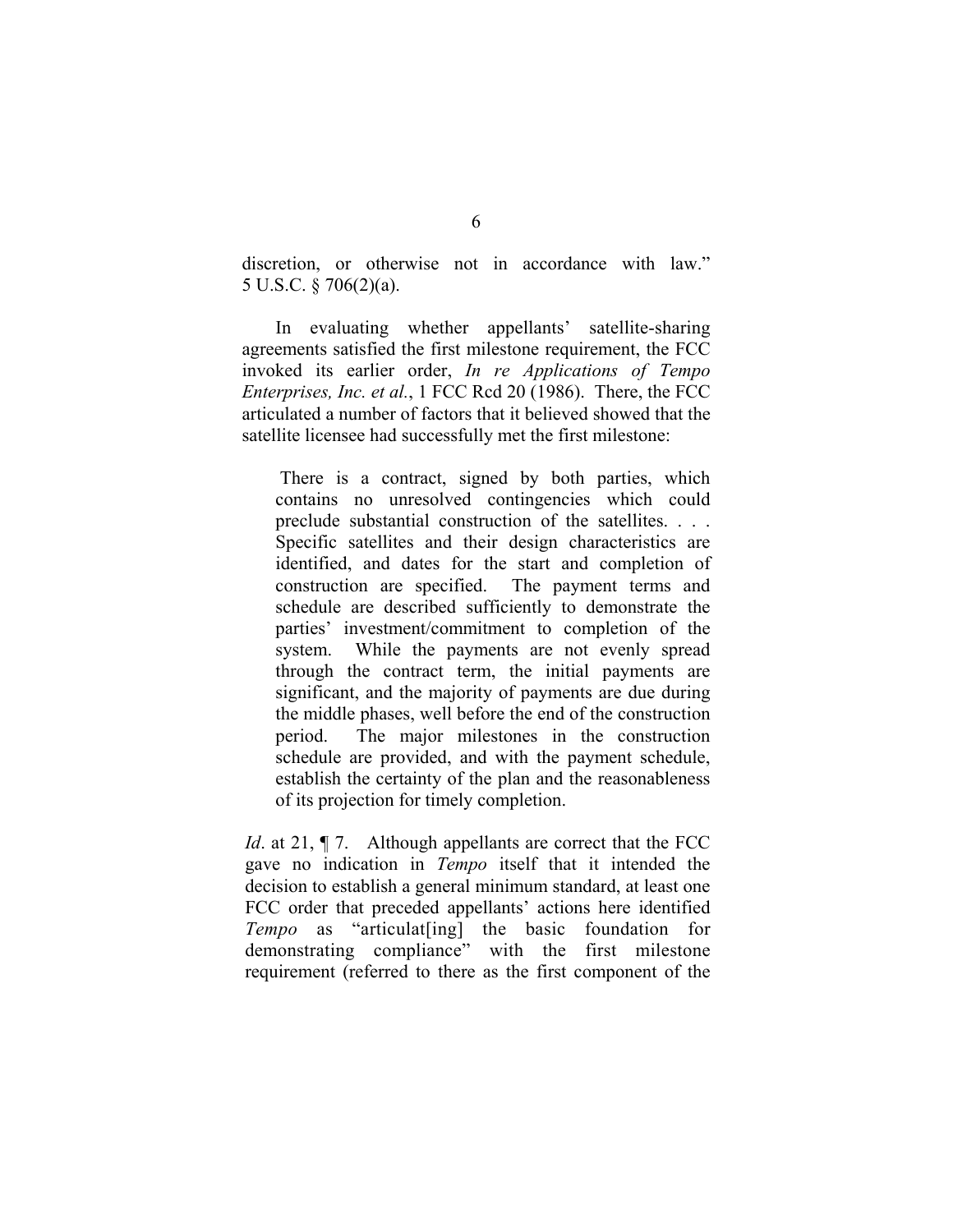discretion, or otherwise not in accordance with law." 5 U.S.C. § 706(2)(a).

In evaluating whether appellants' satellite-sharing agreements satisfied the first milestone requirement, the FCC invoked its earlier order, *In re Applications of Tempo Enterprises, Inc. et al.*, 1 FCC Rcd 20 (1986). There, the FCC articulated a number of factors that it believed showed that the satellite licensee had successfully met the first milestone:

> There is a contract, signed by both parties, which contains no unresolved contingencies which could preclude substantial construction of the satellites. . . . Specific satellites and their design characteristics are identified, and dates for the start and completion of construction are specified. The payment terms and schedule are described sufficiently to demonstrate the parties' investment/commitment to completion of the system. While the payments are not evenly spread through the contract term, the initial payments are significant, and the majority of payments are due during the middle phases, well before the end of the construction period. The major milestones in the construction schedule are provided, and with the payment schedule, establish the certainty of the plan and the reasonableness of its projection for timely completion.

*Id*. at 21, ¶ 7. Although appellants are correct that the FCC gave no indication in *Tempo* itself that it intended the decision to establish a general minimum standard, at least one FCC order that preceded appellants' actions here identified *Tempo* as "articulat[ing] the basic foundation for demonstrating compliance" with the first milestone requirement (referred to there as the first component of the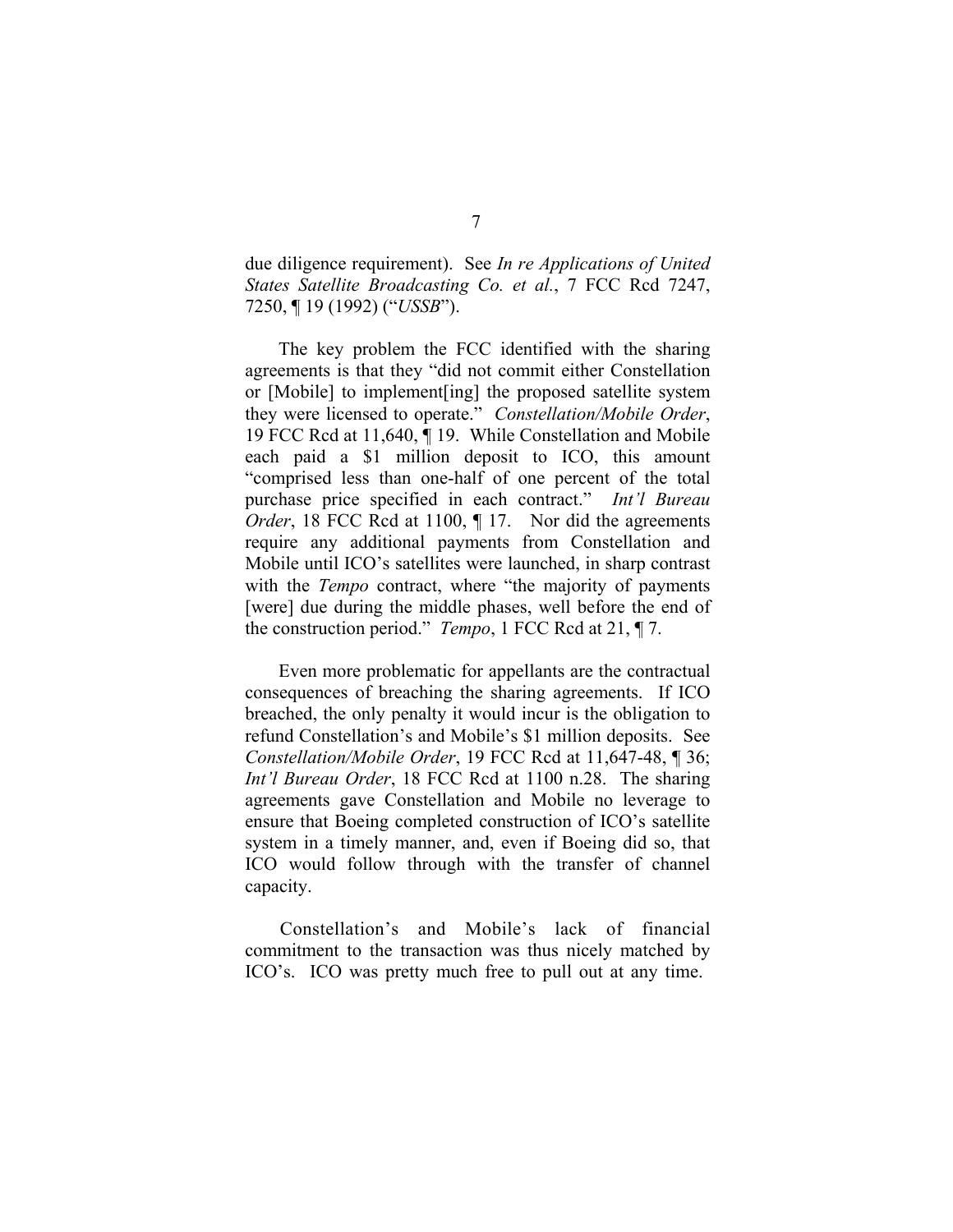due diligence requirement). See *In re Applications of United States Satellite Broadcasting Co. et al.*, 7 FCC Rcd 7247, 7250, ¶ 19 (1992) ("*USSB*").

The key problem the FCC identified with the sharing agreements is that they "did not commit either Constellation or [Mobile] to implement[ing] the proposed satellite system they were licensed to operate." *Constellation/Mobile Order*, 19 FCC Rcd at 11,640, ¶ 19. While Constellation and Mobile each paid a $1 million deposit to ICO, this amount "comprised less than one-half of one percent of the total purchase price specified in each contract." *Int'l Bureau Order*, 18 FCC Rcd at 1100, ¶ 17. Nor did the agreements require any additional payments from Constellation and Mobile until ICO's satellites were launched, in sharp contrast with the *Tempo* contract, where "the majority of payments [were] due during the middle phases, well before the end of the construction period." *Tempo*, 1 FCC Rcd at 21, ¶ 7.

Even more problematic for appellants are the contractual consequences of breaching the sharing agreements. If ICO breached, the only penalty it would incur is the obligation to refund Constellation's and Mobile's $1 million deposits. See *Constellation/Mobile Order*, 19 FCC Rcd at 11,647-48, ¶ 36; *Int'l Bureau Order*, 18 FCC Rcd at 1100 n.28. The sharing agreements gave Constellation and Mobile no leverage to ensure that Boeing completed construction of ICO's satellite system in a timely manner, and, even if Boeing did so, that ICO would follow through with the transfer of channel capacity.

Constellation's and Mobile's lack of financial commitment to the transaction was thus nicely matched by ICO's. ICO was pretty much free to pull out at any time.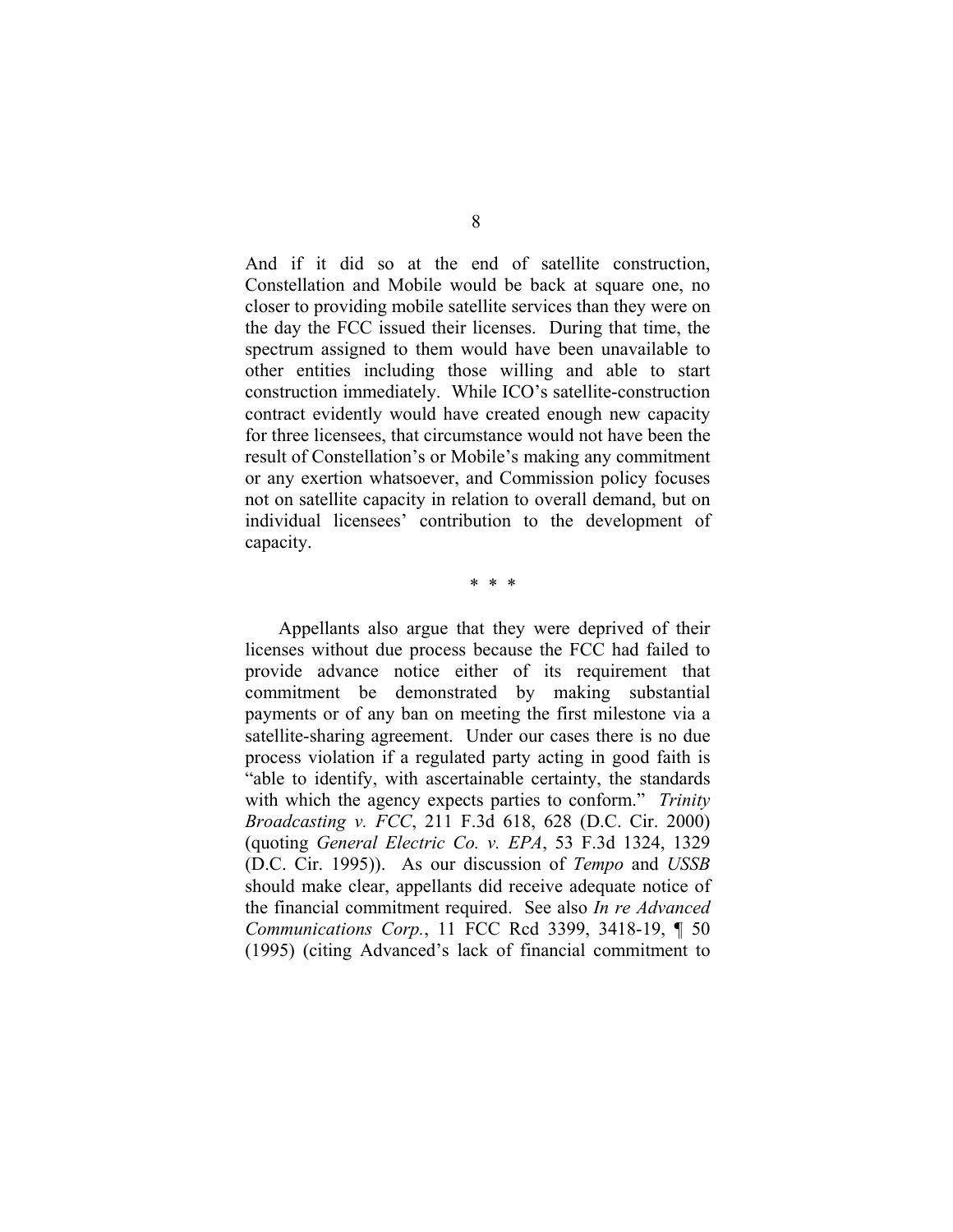And if it did so at the end of satellite construction, Constellation and Mobile would be back at square one, no closer to providing mobile satellite services than they were on the day the FCC issued their licenses. During that time, the spectrum assigned to them would have been unavailable to other entities including those willing and able to start construction immediately. While ICO's satellite-construction contract evidently would have created enough new capacity for three licensees, that circumstance would not have been the result of Constellation's or Mobile's making any commitment or any exertion whatsoever, and Commission policy focuses not on satellite capacity in relation to overall demand, but on individual licensees' contribution to the development of capacity.

\* \* \*

Appellants also argue that they were deprived of their licenses without due process because the FCC had failed to provide advance notice either of its requirement that commitment be demonstrated by making substantial payments or of any ban on meeting the first milestone via a satellite-sharing agreement. Under our cases there is no due process violation if a regulated party acting in good faith is "able to identify, with ascertainable certainty, the standards with which the agency expects parties to conform." *Trinity Broadcasting v. FCC*, 211 F.3d 618, 628 (D.C. Cir. 2000) (quoting *General Electric Co. v. EPA*, 53 F.3d 1324, 1329 (D.C. Cir. 1995)). As our discussion of *Tempo* and *USSB* should make clear, appellants did receive adequate notice of the financial commitment required. See also *In re Advanced Communications Corp.*, 11 FCC Rcd 3399, 3418-19, ¶ 50 (1995) (citing Advanced's lack of financial commitment to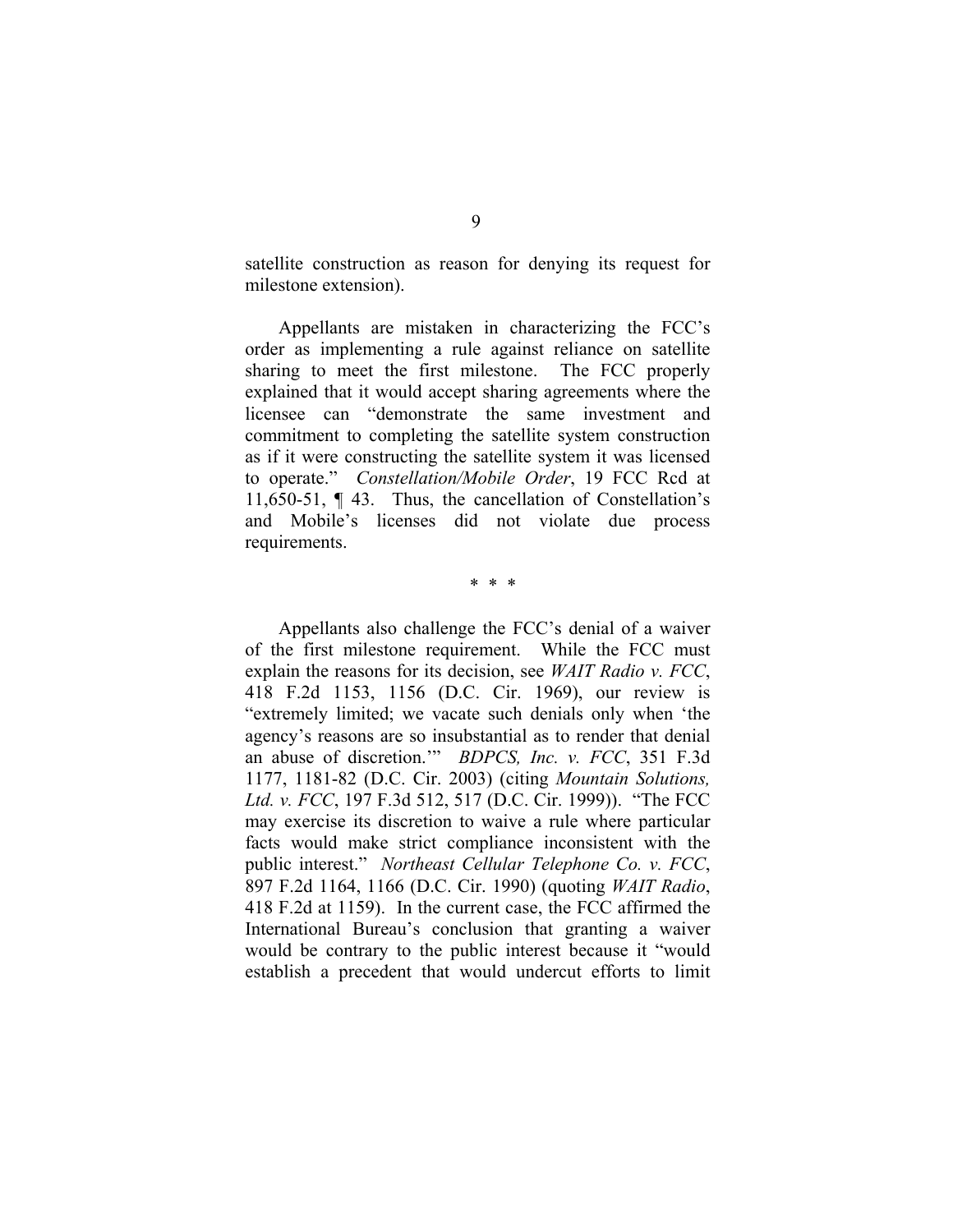satellite construction as reason for denying its request for milestone extension).

Appellants are mistaken in characterizing the FCC's order as implementing a rule against reliance on satellite sharing to meet the first milestone. The FCC properly explained that it would accept sharing agreements where the licensee can "demonstrate the same investment and commitment to completing the satellite system construction as if it were constructing the satellite system it was licensed to operate." *Constellation/Mobile Order*, 19 FCC Rcd at 11,650-51, ¶ 43. Thus, the cancellation of Constellation's and Mobile's licenses did not violate due process requirements.

\* \* \*

Appellants also challenge the FCC's denial of a waiver of the first milestone requirement. While the FCC must explain the reasons for its decision, see *WAIT Radio v. FCC*, 418 F.2d 1153, 1156 (D.C. Cir. 1969), our review is "extremely limited; we vacate such denials only when 'the agency's reasons are so insubstantial as to render that denial an abuse of discretion.'" *BDPCS, Inc. v. FCC*, 351 F.3d 1177, 1181-82 (D.C. Cir. 2003) (citing *Mountain Solutions, Ltd. v. FCC*, 197 F.3d 512, 517 (D.C. Cir. 1999)). "The FCC may exercise its discretion to waive a rule where particular facts would make strict compliance inconsistent with the public interest." *Northeast Cellular Telephone Co. v. FCC*, 897 F.2d 1164, 1166 (D.C. Cir. 1990) (quoting *WAIT Radio*, 418 F.2d at 1159). In the current case, the FCC affirmed the International Bureau's conclusion that granting a waiver would be contrary to the public interest because it "would establish a precedent that would undercut efforts to limit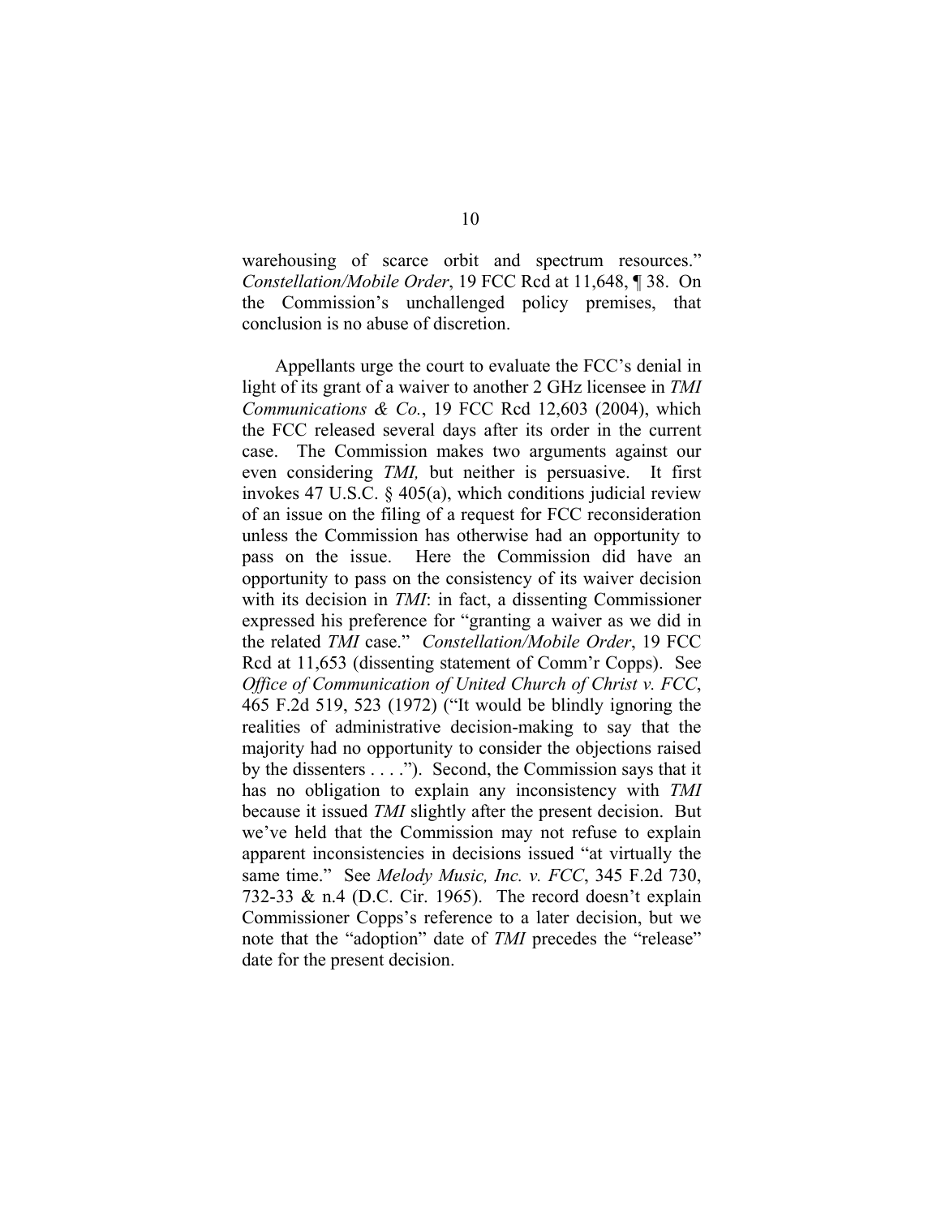warehousing of scarce orbit and spectrum resources." *Constellation/Mobile Order*, 19 FCC Rcd at 11,648, ¶ 38. On the Commission's unchallenged policy premises, that conclusion is no abuse of discretion.

Appellants urge the court to evaluate the FCC's denial in light of its grant of a waiver to another 2 GHz licensee in *TMI Communications & Co.*, 19 FCC Rcd 12,603 (2004), which the FCC released several days after its order in the current case. The Commission makes two arguments against our even considering *TMI,* but neither is persuasive. It first invokes 47 U.S.C. § 405(a), which conditions judicial review of an issue on the filing of a request for FCC reconsideration unless the Commission has otherwise had an opportunity to pass on the issue. Here the Commission did have an opportunity to pass on the consistency of its waiver decision with its decision in *TMI*: in fact, a dissenting Commissioner expressed his preference for "granting a waiver as we did in the related *TMI* case." *Constellation/Mobile Order*, 19 FCC Rcd at 11,653 (dissenting statement of Comm'r Copps). See *Office of Communication of United Church of Christ v. FCC*, 465 F.2d 519, 523 (1972) ("It would be blindly ignoring the realities of administrative decision-making to say that the majority had no opportunity to consider the objections raised by the dissenters . . . ."). Second, the Commission says that it has no obligation to explain any inconsistency with *TMI* because it issued *TMI* slightly after the present decision. But we've held that the Commission may not refuse to explain apparent inconsistencies in decisions issued "at virtually the same time." See *Melody Music, Inc. v. FCC*, 345 F.2d 730, 732-33 & n.4 (D.C. Cir. 1965). The record doesn't explain Commissioner Copps's reference to a later decision, but we note that the "adoption" date of *TMI* precedes the "release" date for the present decision.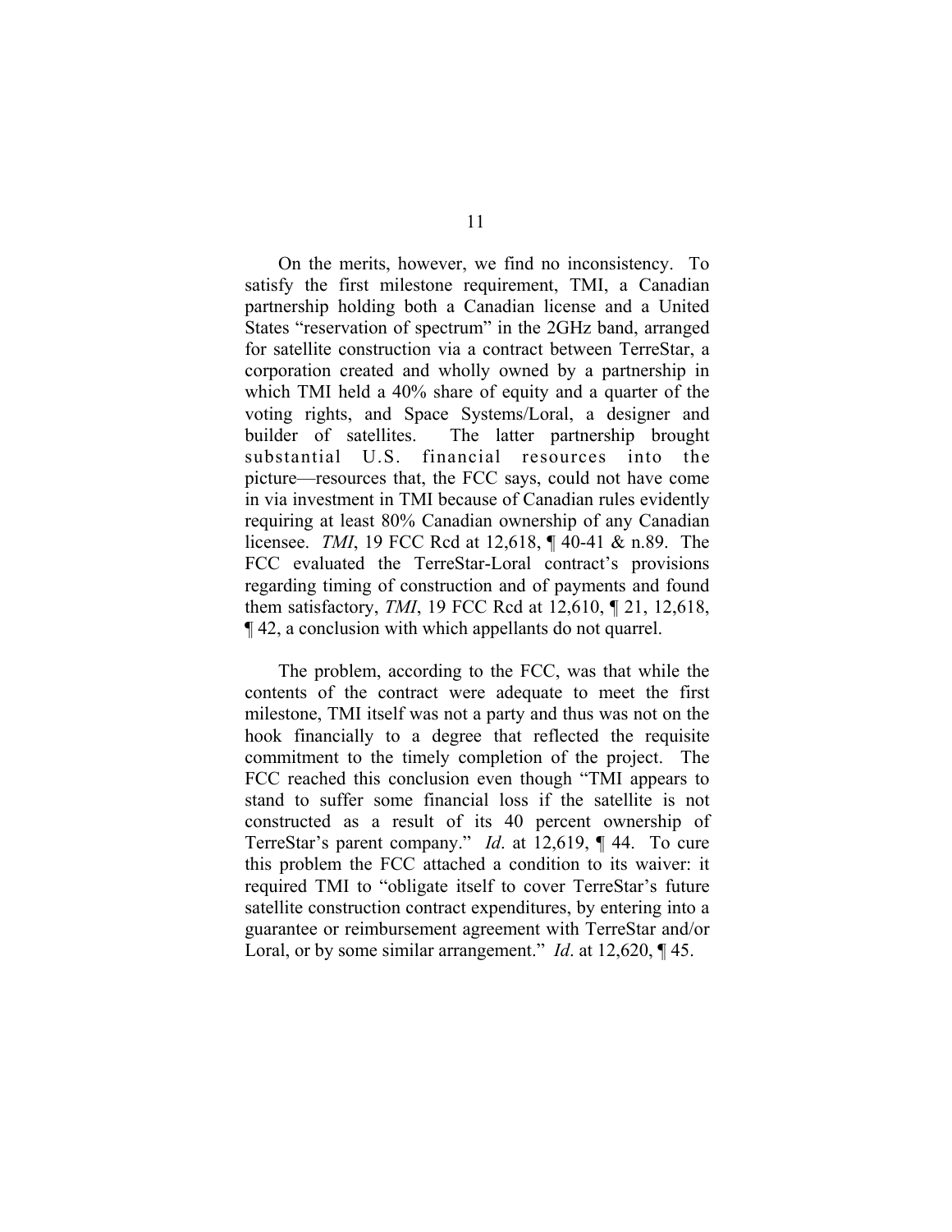On the merits, however, we find no inconsistency. To satisfy the first milestone requirement, TMI, a Canadian partnership holding both a Canadian license and a United States "reservation of spectrum" in the 2GHz band, arranged for satellite construction via a contract between TerreStar, a corporation created and wholly owned by a partnership in which TMI held a 40% share of equity and a quarter of the voting rights, and Space Systems/Loral, a designer and builder of satellites. The latter partnership brought substantial U.S. financial resources into the picture—resources that, the FCC says, could not have come in via investment in TMI because of Canadian rules evidently requiring at least 80% Canadian ownership of any Canadian licensee. *TMI*, 19 FCC Rcd at 12,618, ¶ 40-41 & n.89. The FCC evaluated the TerreStar-Loral contract's provisions regarding timing of construction and of payments and found them satisfactory, *TMI*, 19 FCC Rcd at 12,610, ¶ 21, 12,618, ¶ 42, a conclusion with which appellants do not quarrel.

The problem, according to the FCC, was that while the contents of the contract were adequate to meet the first milestone, TMI itself was not a party and thus was not on the hook financially to a degree that reflected the requisite commitment to the timely completion of the project. The FCC reached this conclusion even though "TMI appears to stand to suffer some financial loss if the satellite is not constructed as a result of its 40 percent ownership of TerreStar's parent company." *Id*. at 12,619, ¶ 44. To cure this problem the FCC attached a condition to its waiver: it required TMI to "obligate itself to cover TerreStar's future satellite construction contract expenditures, by entering into a guarantee or reimbursement agreement with TerreStar and/or Loral, or by some similar arrangement." *Id*. at 12,620, ¶ 45.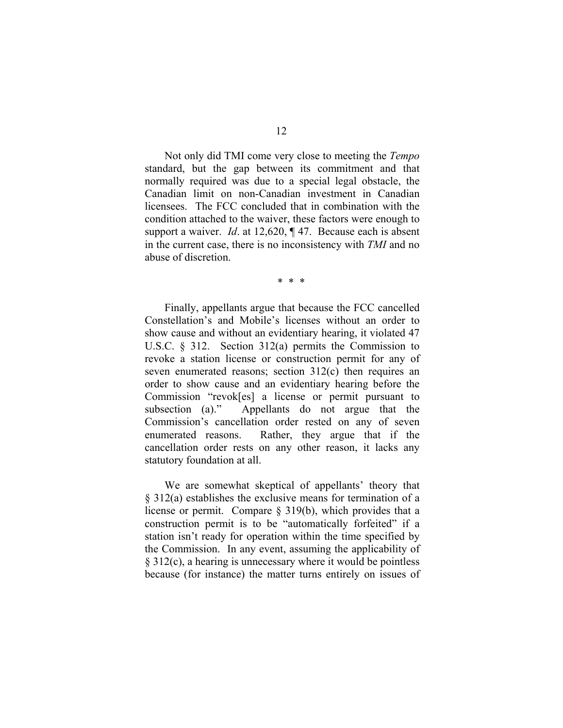Not only did TMI come very close to meeting the *Tempo* standard, but the gap between its commitment and that normally required was due to a special legal obstacle, the Canadian limit on non-Canadian investment in Canadian licensees. The FCC concluded that in combination with the condition attached to the waiver, these factors were enough to support a waiver. *Id*. at 12,620, ¶ 47. Because each is absent in the current case, there is no inconsistency with *TMI* and no abuse of discretion.

\* \* \*

Finally, appellants argue that because the FCC cancelled Constellation's and Mobile's licenses without an order to show cause and without an evidentiary hearing, it violated 47 U.S.C. § 312. Section 312(a) permits the Commission to revoke a station license or construction permit for any of seven enumerated reasons; section 312(c) then requires an order to show cause and an evidentiary hearing before the Commission "revok[es] a license or permit pursuant to subsection (a)." Appellants do not argue that the Commission's cancellation order rested on any of seven enumerated reasons. Rather, they argue that if the cancellation order rests on any other reason, it lacks any statutory foundation at all.

We are somewhat skeptical of appellants' theory that § 312(a) establishes the exclusive means for termination of a license or permit. Compare § 319(b), which provides that a construction permit is to be "automatically forfeited" if a station isn't ready for operation within the time specified by the Commission. In any event, assuming the applicability of § 312(c), a hearing is unnecessary where it would be pointless because (for instance) the matter turns entirely on issues of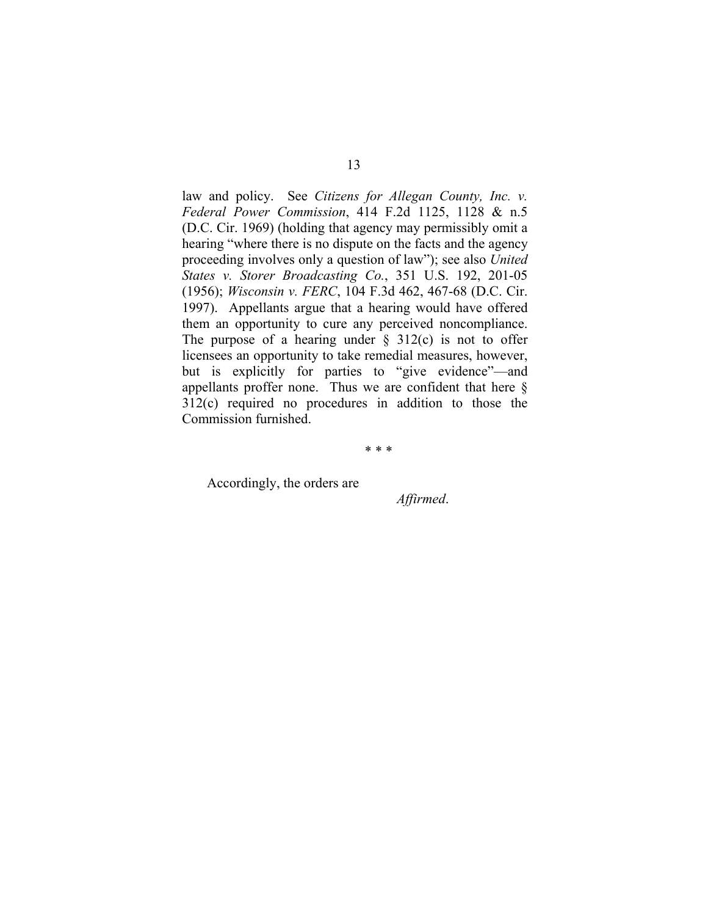law and policy. See *Citizens for Allegan County, Inc. v. Federal Power Commission*, 414 F.2d 1125, 1128 & n.5 (D.C. Cir. 1969) (holding that agency may permissibly omit a hearing "where there is no dispute on the facts and the agency proceeding involves only a question of law"); see also *United States v. Storer Broadcasting Co.*, 351 U.S. 192, 201-05 (1956); *Wisconsin v. FERC*, 104 F.3d 462, 467-68 (D.C. Cir. 1997). Appellants argue that a hearing would have offered them an opportunity to cure any perceived noncompliance. The purpose of a hearing under § 312(c) is not to offer licensees an opportunity to take remedial measures, however, but is explicitly for parties to "give evidence"—and appellants proffer none. Thus we are confident that here § 312(c) required no procedures in addition to those the Commission furnished.

\* \* \*

Accordingly, the orders are

*Affirmed*.